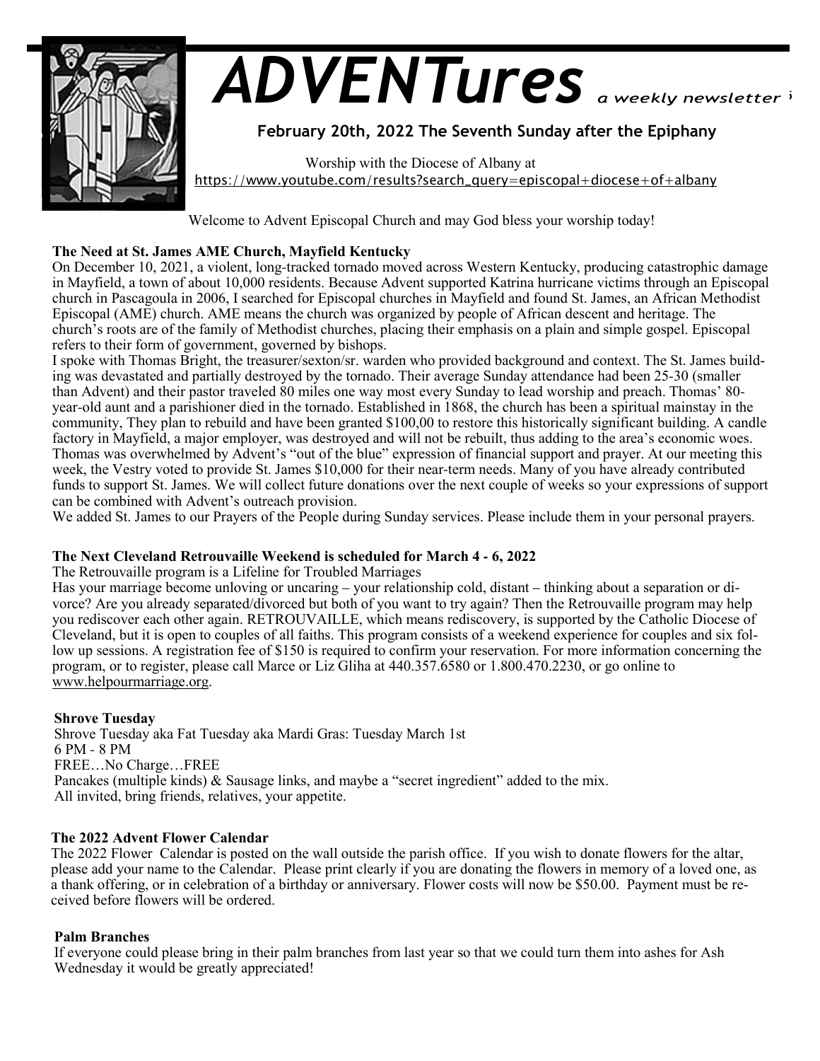# ADVENTures *a weekly newsletter*

**February 20th, 2022 The Seventh Sunday after the Epiphany**

Worship with the Diocese of Albany at
https://www.youtube.com/results?search_query=episcopal+diocese+of+albany

Welcome to Advent Episcopal Church and may God bless your worship today!

### The Need at St. James AME Church, Mayfield Kentucky

On December 10, 2021, a violent, long-tracked tornado moved across Western Kentucky, producing catastrophic damage in Mayfield, a town of about 10,000 residents. Because Advent supported Katrina hurricane victims through an Episcopal church in Pascagoula in 2006, I searched for Episcopal churches in Mayfield and found St. James, an African Methodist Episcopal (AME) church. AME means the church was organized by people of African descent and heritage. The church's roots are of the family of Methodist churches, placing their emphasis on a plain and simple gospel. Episcopal refers to their form of government, governed by bishops.

I spoke with Thomas Bright, the treasurer/sexton/sr. warden who provided background and context. The St. James building was devastated and partially destroyed by the tornado. Their average Sunday attendance had been 25-30 (smaller than Advent) and their pastor traveled 80 miles one way most every Sunday to lead worship and preach. Thomas' 80-year-old aunt and a parishioner died in the tornado. Established in 1868, the church has been a spiritual mainstay in the community, They plan to rebuild and have been granted $100,00 to restore this historically significant building. A candle factory in Mayfield, a major employer, was destroyed and will not be rebuilt, thus adding to the area's economic woes. Thomas was overwhelmed by Advent's "out of the blue" expression of financial support and prayer. At our meeting this week, the Vestry voted to provide St. James $10,000 for their near-term needs. Many of you have already contributed funds to support St. James. We will collect future donations over the next couple of weeks so your expressions of support can be combined with Advent's outreach provision.

We added St. James to our Prayers of the People during Sunday services. Please include them in your personal prayers.

### The Next Cleveland Retrouvaille Weekend is scheduled for March 4 - 6, 2022

The Retrouvaille program is a Lifeline for Troubled Marriages

Has your marriage become unloving or uncaring – your relationship cold, distant – thinking about a separation or divorce? Are you already separated/divorced but both of you want to try again? Then the Retrouvaille program may help you rediscover each other again. RETROUVAILLE, which means rediscovery, is supported by the Catholic Diocese of Cleveland, but it is open to couples of all faiths. This program consists of a weekend experience for couples and six follow up sessions. A registration fee of $150 is required to confirm your reservation. For more information concerning the program, or to register, please call Marce or Liz Gliha at 440.357.6580 or 1.800.470.2230, or go online to www.helpourmarriage.org.

### Shrove Tuesday

Shrove Tuesday aka Fat Tuesday aka Mardi Gras: Tuesday March 1st
6 PM - 8 PM
FREE…No Charge…FREE
Pancakes (multiple kinds) & Sausage links, and maybe a "secret ingredient" added to the mix.
All invited, bring friends, relatives, your appetite.

### The 2022 Advent Flower Calendar

The 2022 Flower Calendar is posted on the wall outside the parish office. If you wish to donate flowers for the altar, please add your name to the Calendar. Please print clearly if you are donating the flowers in memory of a loved one, as a thank offering, or in celebration of a birthday or anniversary. Flower costs will now be $50.00. Payment must be received before flowers will be ordered.

### Palm Branches

If everyone could please bring in their palm branches from last year so that we could turn them into ashes for Ash Wednesday it would be greatly appreciated!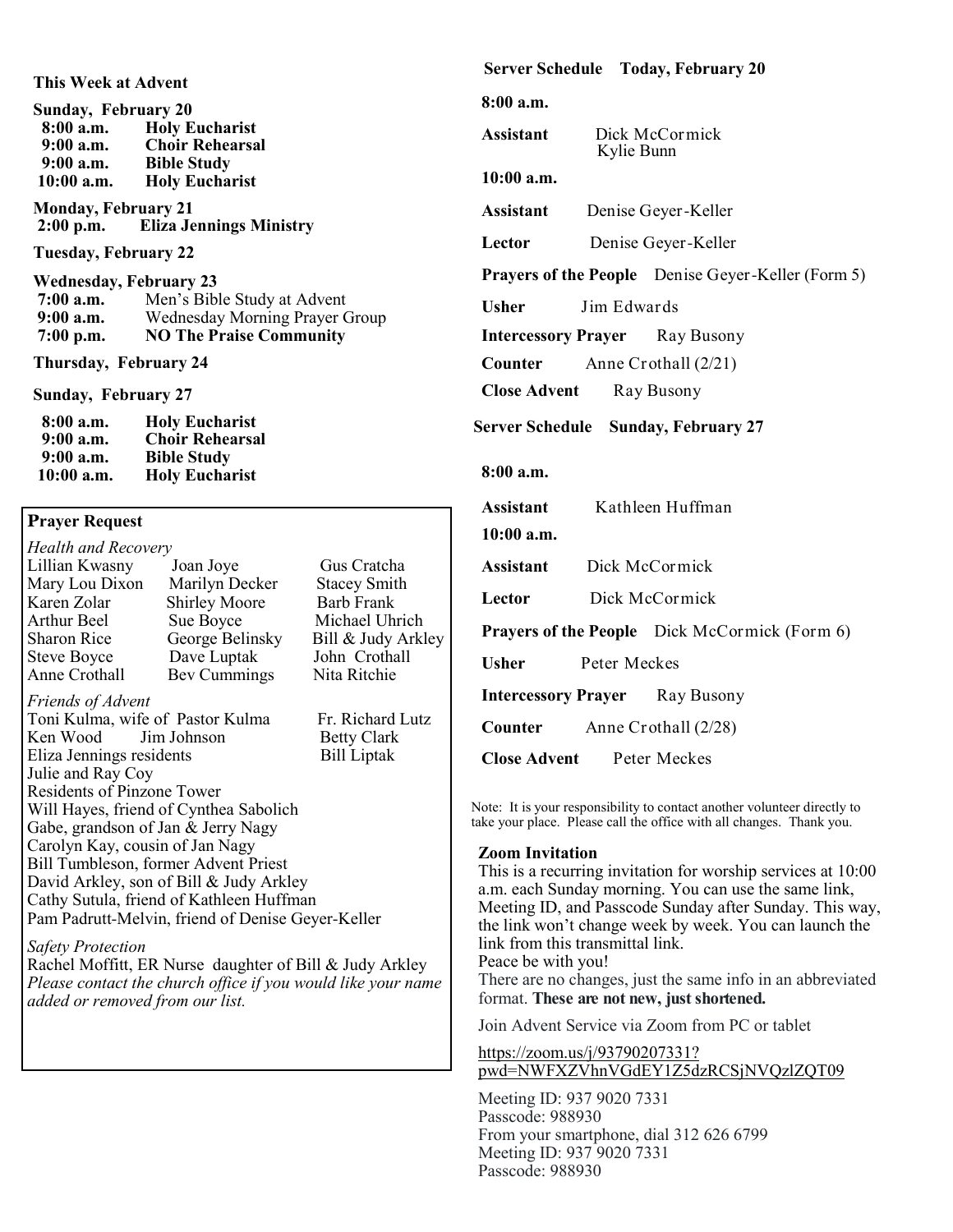## This Week at Advent

**Sunday, February 20**

| | |
|---|---|
| **8:00 a.m.** | **Holy Eucharist** |
| **9:00 a.m.** | **Choir Rehearsal** |
| **9:00 a.m.** | **Bible Study** |
| **10:00 a.m.** | **Holy Eucharist** |

**Monday, February 21**

| | |
|---|---|
| **2:00 p.m.** | **Eliza Jennings Ministry** |

**Tuesday, February 22**

**Wednesday, February 23**

| | |
|---|---|
| **7:00 a.m.** | Men's Bible Study at Advent |
| **9:00 a.m.** | Wednesday Morning Prayer Group |
| **7:00 p.m.** | **NO The Praise Community** |

**Thursday, February 24**

**Sunday, February 27**

| | |
|---|---|
| **8:00 a.m.** | **Holy Eucharist** |
| **9:00 a.m.** | **Choir Rehearsal** |
| **9:00 a.m.** | **Bible Study** |
| **10:00 a.m.** | **Holy Eucharist** |

## Prayer Request

*Health and Recovery*

| | | |
|---|---|---|
| Lillian Kwasny | Joan Joye | Gus Cratcha |
| Mary Lou Dixon | Marilyn Decker | Stacey Smith |
| Karen Zolar | Shirley Moore | Barb Frank |
| Arthur Beel | Sue Boyce | Michael Uhrich |
| Sharon Rice | George Belinsky | Bill & Judy Arkley |
| Steve Boyce | Dave Luptak | John Crothall |
| Anne Crothall | Bev Cummings | Nita Ritchie |

*Friends of Advent*

Toni Kulma, wife of Pastor Kulma
Fr. Richard Lutz
Ken Wood
Jim Johnson
Betty Clark
Eliza Jennings residents
Bill Liptak
Julie and Ray Coy
Residents of Pinzone Tower
Will Hayes, friend of Cynthea Sabolich
Gabe, grandson of Jan & Jerry Nagy
Carolyn Kay, cousin of Jan Nagy
Bill Tumbleson, former Advent Priest
David Arkley, son of Bill & Judy Arkley
Cathy Sutula, friend of Kathleen Huffman
Pam Padrutt-Melvin, friend of Denise Geyer-Keller

*Safety Protection*

Rachel Moffitt, ER Nurse daughter of Bill & Judy Arkley

*Please contact the church office if you would like your name added or removed from our list.*

## Server Schedule Today, February 20

**8:00 a.m.**

**Assistant** Dick McCormick, Kylie Bunn

**10:00 a.m.**

**Assistant** Denise Geyer-Keller

**Lector** Denise Geyer-Keller

**Prayers of the People** Denise Geyer-Keller (Form 5)

**Usher** Jim Edwards

**Intercessory Prayer** Ray Busony

**Counter** Anne Crothall (2/21)

**Close Advent** Ray Busony

## Server Schedule Sunday, February 27

**8:00 a.m.**

**Assistant** Kathleen Huffman

**10:00 a.m.**

**Assistant** Dick McCormick

**Lector** Dick McCormick

**Prayers of the People** Dick McCormick (Form 6)

**Usher** Peter Meckes

**Intercessory Prayer** Ray Busony

**Counter** Anne Crothall (2/28)

**Close Advent** Peter Meckes

Note: It is your responsibility to contact another volunteer directly to take your place. Please call the office with all changes. Thank you.

## Zoom Invitation

This is a recurring invitation for worship services at 10:00 a.m. each Sunday morning. You can use the same link, Meeting ID, and Passcode Sunday after Sunday. This way, the link won't change week by week. You can launch the link from this transmittal link.

Peace be with you!

There are no changes, just the same info in an abbreviated format. **These are not new, just shortened.**

Join Advent Service via Zoom from PC or tablet

https://zoom.us/j/93790207331?pwd=NWFXZVhnVGdEY1Z5dzRCSjNVQzlZQT09

Meeting ID: 937 9020 7331
Passcode: 988930
From your smartphone, dial 312 626 6799
Meeting ID: 937 9020 7331
Passcode: 988930